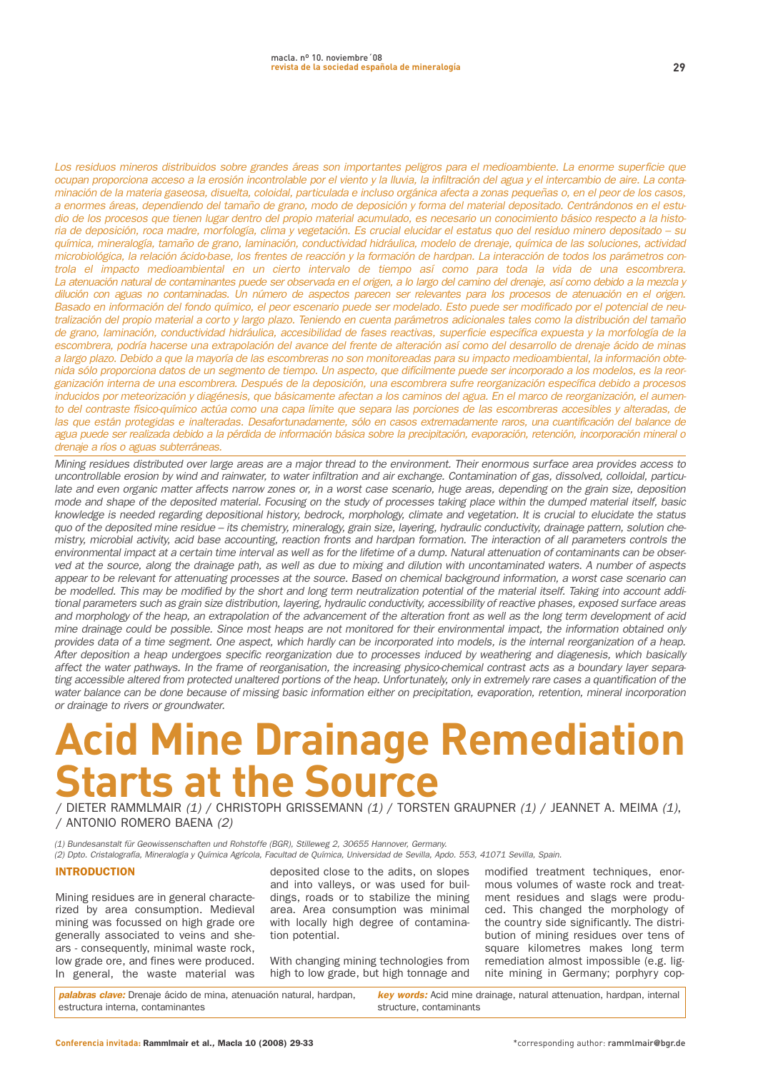*Los residuos mineros distribuidos sobre grandes áreas son importantes peligros para el medioambiente. La enorme superficie que ocupan proporciona acceso a la erosión incontrolable por el viento y la lluvia, la infiltración del agua y el intercambio de aire. La contaminación de la materia gaseosa, disuelta, coloidal, particulada e incluso orgánica afecta a zonas pequeñas o, en el peor de los casos, a enormes áreas, dependiendo del tamaño de grano, modo de deposición y forma del material depositado. Centrándonos en el estudio de los procesos que tienen lugar dentro del propio material acumulado, es necesario un conocimiento básico respecto a la historia de deposición, roca madre, morfología, clima y vegetación. Es crucial elucidar el estatus quo del residuo minero depositado – su química, mineralogía, tamaño de grano, laminación, conductividad hidráulica, modelo de drenaje, química de las soluciones, actividad microbiológica, la relación ácido-base, los frentes de reacción y la formación de hardpan. La interacción de todos los parámetros controla el impacto medioambiental en un cierto intervalo de tiempo así como para toda la vida de una escombrera. La atenuación natural de contaminantes puede ser observada en el origen, a lo largo del camino del drenaje, así como debido a la mezcla y dilución con aguas no contaminadas. Un número de aspectos parecen ser relevantes para los procesos de atenuación en el origen. Basado en información del fondo químico, el peor escenario puede ser modelado. Esto puede ser modificado por el potencial de neutralización del propio material a corto y largo plazo. Teniendo en cuenta parámetros adicionales tales como la distribución del tamaño de grano, laminación, conductividad hidráulica, accesibilidad de fases reactivas, superficie específica expuesta y la morfología de la escombrera, podría hacerse una extrapolación del avance del frente de alteración así como del desarrollo de drenaje ácido de minas a largo plazo. Debido a que la mayoría de las escombreras no son monitoreadas para su impacto medioambiental, la información obtenida sólo proporciona datos de un segmento de tiempo. Un aspecto, que difícilmente puede ser incorporado a los modelos, es la reorganización interna de una escombrera. Después de la deposición, una escombrera sufre reorganización específica debido a procesos inducidos por meteorización y diagénesis, que básicamente afectan a los caminos del agua. En el marco de reorganización, el aumento del contraste físico-químico actúa como una capa límite que separa las porciones de las escombreras accesibles y alteradas, de las que están protegidas e inalteradas. Desafortunadamente, sólo en casos extremadamente raros, una cuantificación del balance de agua puede ser realizada debido a la pérdida de información básica sobre la precipitación, evaporación, retención, incorporación mineral o drenaje a ríos o aguas subterráneas.*

*Mining residues distributed over large areas are a major thread to the environment. Their enormous surface area provides access to uncontrollable erosion by wind and rainwater, to water infiltration and air exchange. Contamination of gas, dissolved, colloidal, particulate and even organic matter affects narrow zones or, in a worst case scenario, huge areas, depending on the grain size, deposition mode and shape of the deposited material. Focusing on the study of processes taking place within the dumped material itself, basic knowledge is needed regarding depositional history, bedrock, morphology, climate and vegetation. It is crucial to elucidate the status quo of the deposited mine residue – its chemistry, mineralogy, grain size, layering, hydraulic conductivity, drainage pattern, solution chemistry, microbial activity, acid base accounting, reaction fronts and hardpan formation. The interaction of all parameters controls the environmental impact at a certain time interval as well as for the lifetime of a dump. Natural attenuation of contaminants can be observed at the source, along the drainage path, as well as due to mixing and dilution with uncontaminated waters. A number of aspects appear to be relevant for attenuating processes at the source. Based on chemical background information, a worst case scenario can be modelled. This may be modified by the short and long term neutralization potential of the material itself. Taking into account additional parameters such as grain size distribution, layering, hydraulic conductivity, accessibility of reactive phases, exposed surface areas and morphology of the heap, an extrapolation of the advancement of the alteration front as well as the long term development of acid mine drainage could be possible. Since most heaps are not monitored for their environmental impact, the information obtained only provides data of a time segment. One aspect, which hardly can be incorporated into models, is the internal reorganization of a heap. After deposition a heap undergoes specific reorganization due to processes induced by weathering and diagenesis, which basically affect the water pathways. In the frame of reorganisation, the increasing physico-chemical contrast acts as a boundary layer separating accessible altered from protected unaltered portions of the heap. Unfortunately, only in extremely rare cases a quantification of the water balance can be done because of missing basic information either on precipitation, evaporation, retention, mineral incorporation or drainage to rivers or groundwater.*

# Acid Mine Drainage Remediation Starts at the Source

/ DIETER RAMMLMAIR *(1)* / CHRISTOPH GRISSEMANN *(1)* / TORSTEN GRAUPNER *(1)* / JEANNET A. MEIMA *(1)*, / ANTONIO ROMERO BAENA *(2)*

*(1) Bundesanstalt für Geowissenschaften und Rohstoffe (BGR), Stilleweg 2, 30655 Hannover, Germany.*
*(2) Dpto. Cristalografía, Mineralogía y Química Agrícola, Facultad de Química, Universidad de Sevilla, Apdo. 553, 41071 Sevilla, Spain.*

***palabras clave:*** Drenaje ácido de mina, atenuación natural, hardpan, estructura interna, contaminantes

***key words:*** Acid mine drainage, natural attenuation, hardpan, internal structure, contaminants

## INTRODUCTION

Mining residues are in general characterized by area consumption. Medieval mining was focussed on high grade ore generally associated to veins and shears - consequently, minimal waste rock, low grade ore, and fines were produced. In general, the waste material was deposited close to the adits, on slopes and into valleys, or was used for buildings, roads or to stabilize the mining area. Area consumption was minimal with locally high degree of contamination potential.

With changing mining technologies from high to low grade, but high tonnage and modified treatment techniques, enormous volumes of waste rock and treatment residues and slags were produced. This changed the morphology of the country side significantly. The distribution of mining residues over tens of square kilometres makes long term remediation almost impossible (e.g. lignite mining in Germany; porphyry cop-

*corresponding author: rammlmair@bgr.de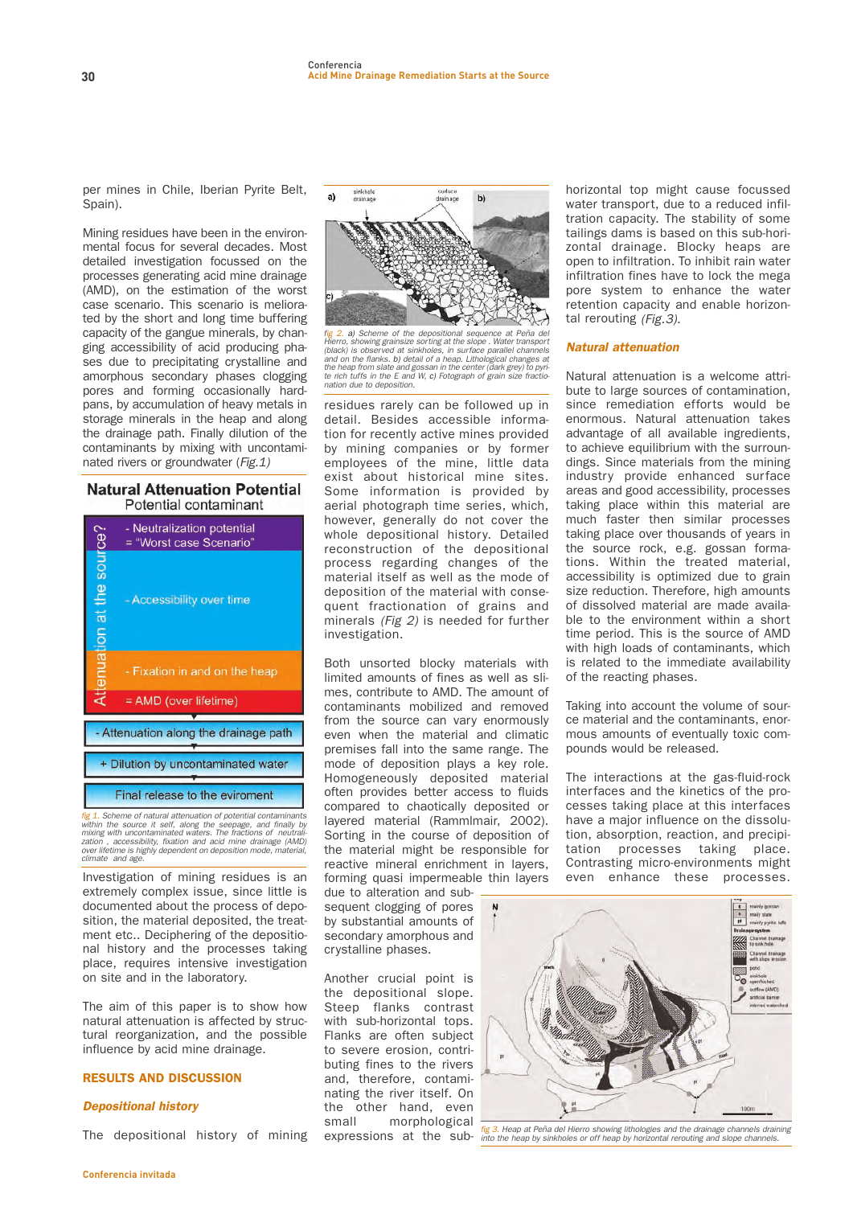per mines in Chile, Iberian Pyrite Belt, Spain).

Mining residues have been in the environmental focus for several decades. Most detailed investigation focussed on the processes generating acid mine drainage (AMD), on the estimation of the worst case scenario. This scenario is meliorated by the short and long time buffering capacity of the gangue minerals, by changing accessibility of acid producing phases due to precipitating crystalline and amorphous secondary phases clogging pores and forming occasionally hardpans, by accumulation of heavy metals in storage minerals in the heap and along the drainage path. Finally dilution of the contaminants by mixing with uncontaminated rivers or groundwater (*Fig.1*)

**Natural Attenuation Potential**
Potential contaminant

Attenuation at the source?
- Neutralization potential = "Worst case Scenario"
- Accessibility over time
- Fixation in and on the heap
= AMD (over lifetime)

- Attenuation along the drainage path

+ Dilution by uncontaminated water

Final release to the eviroment

*fig 1. Scheme of natural attenuation of potential contaminants within the source it self, along the seepage, and finally by mixing with uncontaminated waters. The fractions of neutralization, accessibility, fixation and acid mine drainage (AMD) over lifetime is highly dependent on deposition mode, material, climate and age.*

Investigation of mining residues is an extremely complex issue, since little is documented about the process of deposition, the material deposited, the treatment etc.. Deciphering of the depositional history and the processes taking place, requires intensive investigation on site and in the laboratory.

The aim of this paper is to show how natural attenuation is affected by structural reorganization, and the possible influence by acid mine drainage.

## RESULTS AND DISCUSSION

### *Depositional history*

The depositional history of mining residues rarely can be followed up in detail. Besides accessible information for recently active mines provided by mining companies or by former employees of the mine, little data exist about historical mine sites. Some information is provided by aerial photograph time series, which, however, generally do not cover the whole depositional history. Detailed reconstruction of the depositional process regarding changes of the material itself as well as the mode of deposition of the material with consequent fractionation of grains and minerals *(Fig 2)* is needed for further investigation.

*fig 2. a) Scheme of the depositional sequence at Peña del Hierro, showing grainsize sorting at the slope . Water transport (black) is observed at sinkholes, in surface parallel channels and on the flanks. b) detail of a heap. Lithological changes at the heap from slate and gossan in the center (dark grey) to pyrite rich tuffs in the E and W. c) Fotograph of grain size fractionation due to deposition.*

Both unsorted blocky materials with limited amounts of fines as well as slimes, contribute to AMD. The amount of contaminants mobilized and removed from the source can vary enormously even when the material and climatic premises fall into the same range. The mode of deposition plays a key role. Homogeneously deposited material often provides better access to fluids compared to chaotically deposited or layered material (Rammlmair, 2002). Sorting in the course of deposition of the material might be responsible for reactive mineral enrichment in layers, forming quasi impermeable thin layers due to alteration and subsequent clogging of pores by substantial amounts of secondary amorphous and crystalline phases.

Another crucial point is the depositional slope. Steep flanks contrast with sub-horizontal tops. Flanks are often subject to severe erosion, contributing fines to the rivers and, therefore, contaminating the river itself. On the other hand, even small morphological expressions at the sub-horizontal top might cause focussed water transport, due to a reduced infiltration capacity. The stability of some tailings dams is based on this sub-horizontal drainage. Blocky heaps are open to infiltration. To inhibit rain water infiltration fines have to lock the mega pore system to enhance the water retention capacity and enable horizontal rerouting *(Fig.3)*.

### *Natural attenuation*

Natural attenuation is a welcome attribute to large sources of contamination, since remediation efforts would be enormous. Natural attenuation takes advantage of all available ingredients, to achieve equilibrium with the surroundings. Since materials from the mining industry provide enhanced surface areas and good accessibility, processes taking place within this material are much faster then similar processes taking place over thousands of years in the source rock, e.g. gossan formations. Within the treated material, accessibility is optimized due to grain size reduction. Therefore, high amounts of dissolved material are made available to the environment within a short time period. This is the source of AMD with high loads of contaminants, which is related to the immediate availability of the reacting phases.

Taking into account the volume of source material and the contaminants, enormous amounts of eventually toxic compounds would be released.

The interactions at the gas-fluid-rock interfaces and the kinetics of the processes taking place at this interfaces have a major influence on the dissolution, absorption, reaction, and precipitation processes taking place. Contrasting micro-environments might even enhance these processes.

*fig 3. Heap at Peña del Hierro showing lithologies and the drainage channels draining into the heap by sinkholes or off heap by horizontal rerouting and slope channels.*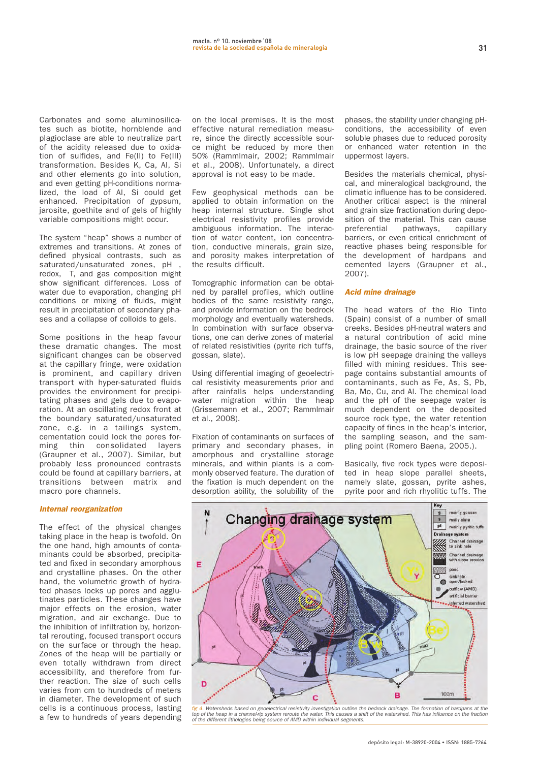Carbonates and some aluminosilicates such as biotite, hornblende and plagioclase are able to neutralize part of the acidity released due to oxidation of sulfides, and Fe(II) to Fe(III) transformation. Besides K, Ca, Al, Si and other elements go into solution, and even getting pH-conditions normalized, the load of Al, Si could get enhanced. Precipitation of gypsum, jarosite, goethite and of gels of highly variable compositions might occur.

The system "heap" shows a number of extremes and transitions. At zones of defined physical contrasts, such as saturated/unsaturated zones, pH , redox, T, and gas composition might show significant differences. Loss of water due to evaporation, changing pH conditions or mixing of fluids, might result in precipitation of secondary phases and a collapse of colloids to gels.

Some positions in the heap favour these dramatic changes. The most significant changes can be observed at the capillary fringe, were oxidation is prominent, and capillary driven transport with hyper-saturated fluids provides the environment for precipitating phases and gels due to evaporation. At an oscillating redox front at the boundary saturated/unsaturated zone, e.g. in a tailings system, cementation could lock the pores forming thin consolidated layers (Graupner et al., 2007). Similar, but probably less pronounced contrasts could be found at capillary barriers, at transitions between matrix and macro pore channels.

### *Internal reorganization*

The effect of the physical changes taking place in the heap is twofold. On the one hand, high amounts of contaminants could be absorbed, precipitated and fixed in secondary amorphous and crystalline phases. On the other hand, the volumetric growth of hydrated phases locks up pores and agglutinates particles. These changes have major effects on the erosion, water migration, and air exchange. Due to the inhibition of infiltration by, horizontal rerouting, focused transport occurs on the surface or through the heap. Zones of the heap will be partially or even totally withdrawn from direct accessibility, and therefore from further reaction. The size of such cells varies from cm to hundreds of meters in diameter. The development of such cells is a continuous process, lasting a few to hundreds of years depending on the local premises. It is the most effective natural remediation measure, since the directly accessible source might be reduced by more then 50% (Rammlmair, 2002; Rammlmair et al., 2008). Unfortunately, a direct approval is not easy to be made.

Few geophysical methods can be applied to obtain information on the heap internal structure. Single shot electrical resistivity profiles provide ambiguous information. The interaction of water content, ion concentration, conductive minerals, grain size, and porosity makes interpretation of the results difficult.

Tomographic information can be obtained by parallel profiles, which outline bodies of the same resistivity range, and provide information on the bedrock morphology and eventually watersheds. In combination with surface observations, one can derive zones of material of related resistivities (pyrite rich tuffs, gossan, slate).

Using differential imaging of geoelectrical resistivity measurements prior and after rainfalls helps understanding water migration within the heap (Grissemann et al., 2007; Rammlmair et al., 2008).

Fixation of contaminants on surfaces of primary and secondary phases, in amorphous and crystalline storage minerals, and within plants is a commonly observed feature. The duration of the fixation is much dependent on the desorption ability, the solubility of the phases, the stability under changing pH-conditions, the accessibility of even soluble phases due to reduced porosity or enhanced water retention in the uppermost layers.

Besides the materials chemical, physical, and mineralogical background, the climatic influence has to be considered. Another critical aspect is the mineral and grain size fractionation during deposition of the material. This can cause preferential pathways, capillary barriers, or even critical enrichment of reactive phases being responsible for the development of hardpans and cemented layers (Graupner et al., 2007).

### *Acid mine drainage*

The head waters of the Rio Tinto (Spain) consist of a number of small creeks. Besides pH-neutral waters and a natural contribution of acid mine drainage, the basic source of the river is low pH seepage draining the valleys filled with mining residues. This seepage contains substantial amounts of contaminants, such as Fe, As, S, Pb, Ba, Mo, Cu, and Al. The chemical load and the pH of the seepage water is much dependent on the deposited source rock type, the water retention capacity of fines in the heap's interior, the sampling season, and the sampling point (Romero Baena, 2005.).

Basically, five rock types were deposited in heap slope parallel sheets, namely slate, gossan, pyrite ashes, pyrite poor and rich rhyolitic tuffs. The

fig 4. Watersheds based on geoelectrical resistivity investigation outline the bedrock drainage. The formation of hardpans at the top of the heap in a channel-rip system reroute the water. This causes a shift of the watershed. This has influence on the fraction of the different lithologies being source of AMD within individual segments.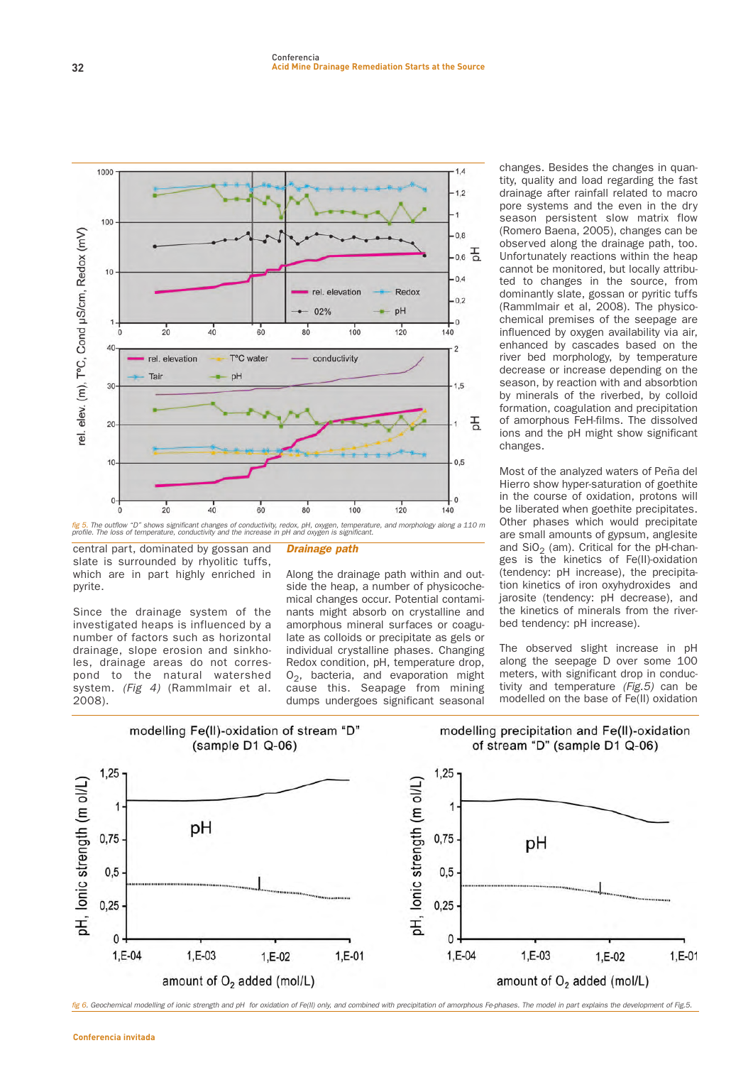*fig 5. The outflow "D" shows significant changes of conductivity, redox, pH, oxygen, temperature, and morphology along a 110 m profile. The loss of temperature, conductivity and the increase in pH and oxygen is significant.*

central part, dominated by gossan and slate is surrounded by rhyolitic tuffs, which are in part highly enriched in pyrite.

Since the drainage system of the investigated heaps is influenced by a number of factors such as horizontal drainage, slope erosion and sinkholes, drainage areas do not correspond to the natural watershed system. *(Fig 4)* (Rammlmair et al. 2008).

## *Drainage path*

Along the drainage path within and outside the heap, a number of physicochemical changes occur. Potential contaminants might absorb on crystalline and amorphous mineral surfaces or coagulate as colloids or precipitate as gels or individual crystalline phases. Changing Redox condition, pH, temperature drop, $O_2$, bacteria, and evaporation might cause this. Seapage from mining dumps undergoes significant seasonal changes. Besides the changes in quantity, quality and load regarding the fast drainage after rainfall related to macro pore systems and the even in the dry season persistent slow matrix flow (Romero Baena, 2005), changes can be observed along the drainage path, too. Unfortunately reactions within the heap cannot be monitored, but locally attributed to changes in the source, from dominantly slate, gossan or pyritic tuffs (Rammlmair et al, 2008). The physicochemical premises of the seepage are influenced by oxygen availability via air, enhanced by cascades based on the river bed morphology, by temperature decrease or increase depending on the season, by reaction with and absorbtion by minerals of the riverbed, by colloid formation, coagulation and precipitation of amorphous FeH-films. The dissolved ions and the pH might show significant changes.

Most of the analyzed waters of Peña del Hierro show hyper-saturation of goethite in the course of oxidation, protons will be liberated when goethite precipitates. Other phases which would precipitate are small amounts of gypsum, anglesite and $SiO_2$ (am). Critical for the pH-changes is the kinetics of Fe(II)-oxidation (tendency: pH increase), the precipitation kinetics of iron oxyhydroxides and jarosite (tendency: pH decrease), and the kinetics of minerals from the riverbed tendency: pH increase).

The observed slight increase in pH along the seepage D over some 100 meters, with significant drop in conductivity and temperature *(Fig.5)* can be modelled on the base of Fe(II) oxidation

*fig 6. Geochemical modelling of ionic strength and pH for oxidation of Fe(II) only, and combined with precipitation of amorphous Fe-phases. The model in part explains the development of Fig.5.*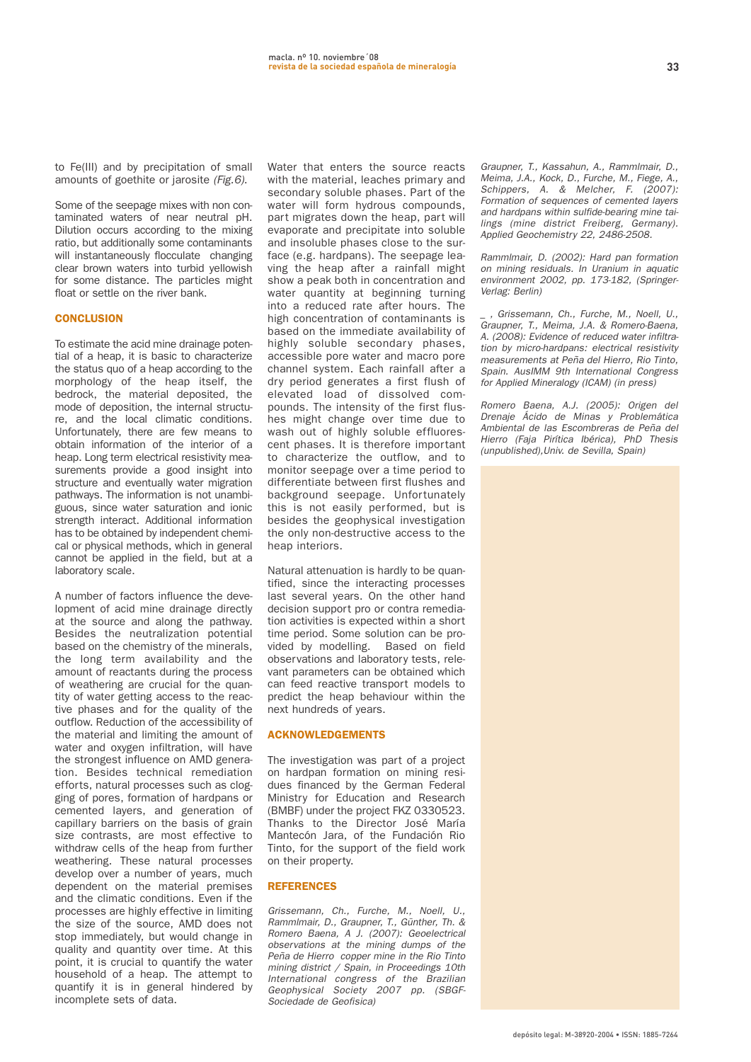to Fe(III) and by precipitation of small amounts of goethite or jarosite *(Fig.6)*.

Some of the seepage mixes with non contaminated waters of near neutral pH. Dilution occurs according to the mixing ratio, but additionally some contaminants will instantaneously flocculate changing clear brown waters into turbid yellowish for some distance. The particles might float or settle on the river bank.

## CONCLUSION

To estimate the acid mine drainage potential of a heap, it is basic to characterize the status quo of a heap according to the morphology of the heap itself, the bedrock, the material deposited, the mode of deposition, the internal structure, and the local climatic conditions. Unfortunately, there are few means to obtain information of the interior of a heap. Long term electrical resistivity measurements provide a good insight into structure and eventually water migration pathways. The information is not unambiguous, since water saturation and ionic strength interact. Additional information has to be obtained by independent chemical or physical methods, which in general cannot be applied in the field, but at a laboratory scale.

A number of factors influence the development of acid mine drainage directly at the source and along the pathway. Besides the neutralization potential based on the chemistry of the minerals, the long term availability and the amount of reactants during the process of weathering are crucial for the quantity of water getting access to the reactive phases and for the quality of the outflow. Reduction of the accessibility of the material and limiting the amount of water and oxygen infiltration, will have the strongest influence on AMD generation. Besides technical remediation efforts, natural processes such as clogging of pores, formation of hardpans or cemented layers, and generation of capillary barriers on the basis of grain size contrasts, are most effective to withdraw cells of the heap from further weathering. These natural processes develop over a number of years, much dependent on the material premises and the climatic conditions. Even if the processes are highly effective in limiting the size of the source, AMD does not stop immediately, but would change in quality and quantity over time. At this point, it is crucial to quantify the water household of a heap. The attempt to quantify it is in general hindered by incomplete sets of data.

Water that enters the source reacts with the material, leaches primary and secondary soluble phases. Part of the water will form hydrous compounds, part migrates down the heap, part will evaporate and precipitate into soluble and insoluble phases close to the surface (e.g. hardpans). The seepage leaving the heap after a rainfall might show a peak both in concentration and water quantity at beginning turning into a reduced rate after hours. The high concentration of contaminants is based on the immediate availability of highly soluble secondary phases, accessible pore water and macro pore channel system. Each rainfall after a dry period generates a first flush of elevated load of dissolved compounds. The intensity of the first flushes might change over time due to wash out of highly soluble efflorescent phases. It is therefore important to characterize the outflow, and to monitor seepage over a time period to differentiate between first flushes and background seepage. Unfortunately this is not easily performed, but is besides the geophysical investigation the only non-destructive access to the heap interiors.

Natural attenuation is hardly to be quantified, since the interacting processes last several years. On the other hand decision support pro or contra remediation activities is expected within a short time period. Some solution can be provided by modelling. Based on field observations and laboratory tests, relevant parameters can be obtained which can feed reactive transport models to predict the heap behaviour within the next hundreds of years.

## ACKNOWLEDGEMENTS

The investigation was part of a project on hardpan formation on mining residues financed by the German Federal Ministry for Education and Research (BMBF) under the project FKZ 0330523. Thanks to the Director José María Mantecón Jara, of the Fundación Rio Tinto, for the support of the field work on their property.

## REFERENCES

*Grissemann, Ch., Furche, M., Noell, U., Rammlmair, D., Graupner, T., Günther, Th. & Romero Baena, A J. (2007): Geoelectrical observations at the mining dumps of the Peña de Hierro copper mine in the Rio Tinto mining district / Spain, in Proceedings 10th International congress of the Brazilian Geophysical Society 2007 pp. (SBGF-Sociedade de Geofisica)*

*Graupner, T., Kassahun, A., Rammlmair, D., Meima, J.A., Kock, D., Furche, M., Fiege, A., Schippers, A. & Melcher, F. (2007): Formation of sequences of cemented layers and hardpans within sulfide-bearing mine tailings (mine district Freiberg, Germany). Applied Geochemistry 22, 2486-2508.*

*Rammlmair, D. (2002): Hard pan formation on mining residuals. In Uranium in aquatic environment 2002, pp. 173-182, (Springer-Verlag: Berlin)*

*_ , Grissemann, Ch., Furche, M., Noell, U., Graupner, T., Meima, J.A. & Romero-Baena, A. (2008): Evidence of reduced water infiltration by micro-hardpans: electrical resistivity measurements at Peña del Hierro, Rio Tinto, Spain. AusIMM 9th International Congress for Applied Mineralogy (ICAM) (in press)*

*Romero Baena, A.J. (2005): Origen del Drenaje Ácido de Minas y Problemática Ambiental de las Escombreras de Peña del Hierro (Faja Pirítica Ibérica), PhD Thesis (unpublished),Univ. de Sevilla, Spain)*